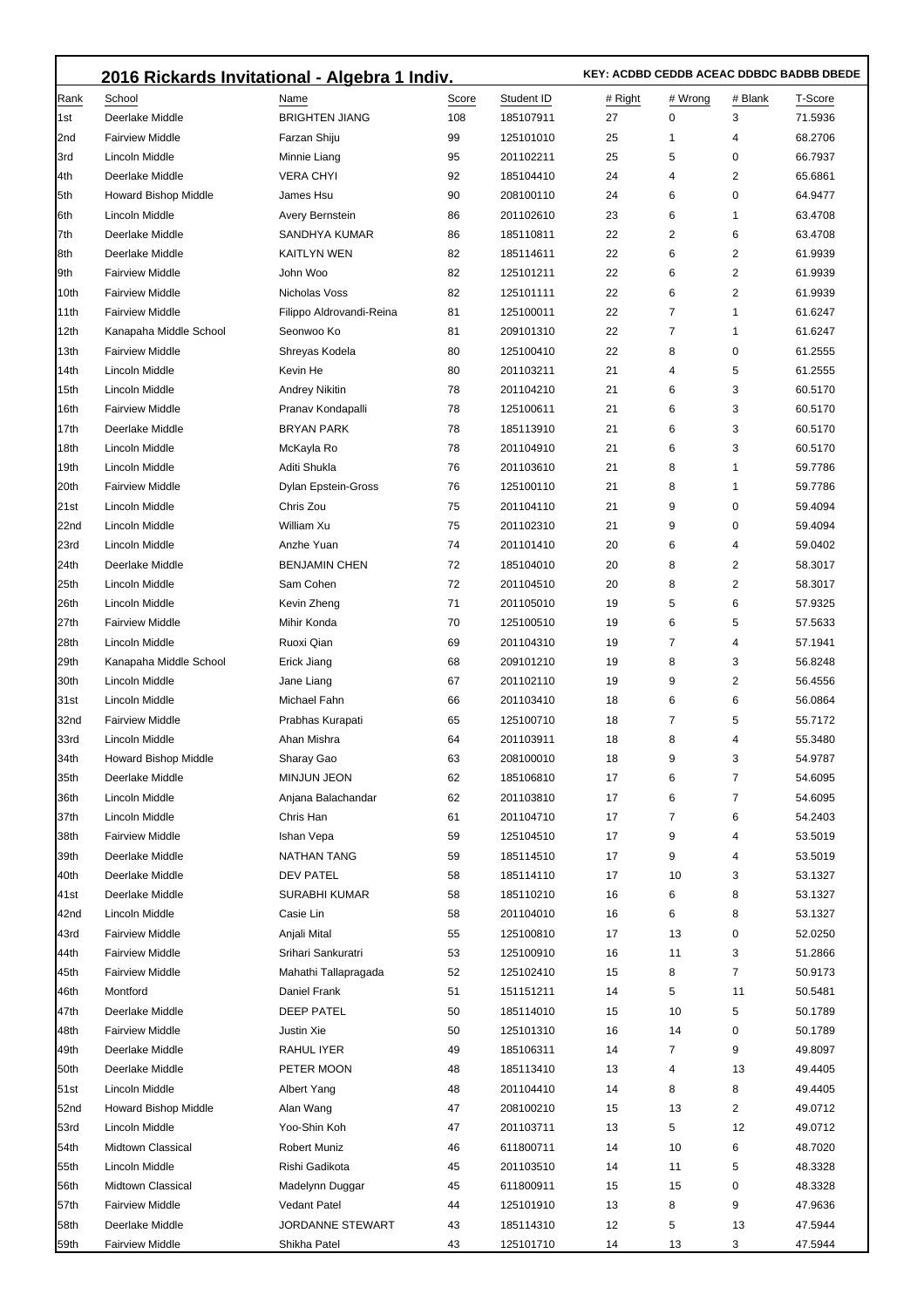## 2016 Rickards Invitational - Algebra 1 Indiv.

**KEY: ACDBD CEDDB ACEAC DDBDC BADBB DBEDE**

| Rank | School | Name | Score | Student ID | # Right | # Wrong | # Blank | T-Score |
|---|---|---|---|---|---|---|---|---|
| 1st | Deerlake Middle | BRIGHTEN JIANG | 108 | 185107911 | 27 | 0 | 3 | 71.5936 |
| 2nd | Fairview Middle | Farzan Shiju | 99 | 125101010 | 25 | 1 | 4 | 68.2706 |
| 3rd | Lincoln Middle | Minnie Liang | 95 | 201102211 | 25 | 5 | 0 | 66.7937 |
| 4th | Deerlake Middle | VERA CHYI | 92 | 185104410 | 24 | 4 | 2 | 65.6861 |
| 5th | Howard Bishop Middle | James Hsu | 90 | 208100110 | 24 | 6 | 0 | 64.9477 |
| 6th | Lincoln Middle | Avery Bernstein | 86 | 201102610 | 23 | 6 | 1 | 63.4708 |
| 7th | Deerlake Middle | SANDHYA KUMAR | 86 | 185110811 | 22 | 2 | 6 | 63.4708 |
| 8th | Deerlake Middle | KAITLYN WEN | 82 | 185114611 | 22 | 6 | 2 | 61.9939 |
| 9th | Fairview Middle | John Woo | 82 | 125101211 | 22 | 6 | 2 | 61.9939 |
| 10th | Fairview Middle | Nicholas Voss | 82 | 125101111 | 22 | 6 | 2 | 61.9939 |
| 11th | Fairview Middle | Filippo Aldrovandi-Reina | 81 | 125100011 | 22 | 7 | 1 | 61.6247 |
| 12th | Kanapaha Middle School | Seonwoo Ko | 81 | 209101310 | 22 | 7 | 1 | 61.6247 |
| 13th | Fairview Middle | Shreyas Kodela | 80 | 125100410 | 22 | 8 | 0 | 61.2555 |
| 14th | Lincoln Middle | Kevin He | 80 | 201103211 | 21 | 4 | 5 | 61.2555 |
| 15th | Lincoln Middle | Andrey Nikitin | 78 | 201104210 | 21 | 6 | 3 | 60.5170 |
| 16th | Fairview Middle | Pranav Kondapalli | 78 | 125100611 | 21 | 6 | 3 | 60.5170 |
| 17th | Deerlake Middle | BRYAN PARK | 78 | 185113910 | 21 | 6 | 3 | 60.5170 |
| 18th | Lincoln Middle | McKayla Ro | 78 | 201104910 | 21 | 6 | 3 | 60.5170 |
| 19th | Lincoln Middle | Aditi Shukla | 76 | 201103610 | 21 | 8 | 1 | 59.7786 |
| 20th | Fairview Middle | Dylan Epstein-Gross | 76 | 125100110 | 21 | 8 | 1 | 59.7786 |
| 21st | Lincoln Middle | Chris Zou | 75 | 201104110 | 21 | 9 | 0 | 59.4094 |
| 22nd | Lincoln Middle | William Xu | 75 | 201102310 | 21 | 9 | 0 | 59.4094 |
| 23rd | Lincoln Middle | Anzhe Yuan | 74 | 201101410 | 20 | 6 | 4 | 59.0402 |
| 24th | Deerlake Middle | BENJAMIN CHEN | 72 | 185104010 | 20 | 8 | 2 | 58.3017 |
| 25th | Lincoln Middle | Sam Cohen | 72 | 201104510 | 20 | 8 | 2 | 58.3017 |
| 26th | Lincoln Middle | Kevin Zheng | 71 | 201105010 | 19 | 5 | 6 | 57.9325 |
| 27th | Fairview Middle | Mihir Konda | 70 | 125100510 | 19 | 6 | 5 | 57.5633 |
| 28th | Lincoln Middle | Ruoxi Qian | 69 | 201104310 | 19 | 7 | 4 | 57.1941 |
| 29th | Kanapaha Middle School | Erick Jiang | 68 | 209101210 | 19 | 8 | 3 | 56.8248 |
| 30th | Lincoln Middle | Jane Liang | 67 | 201102110 | 19 | 9 | 2 | 56.4556 |
| 31st | Lincoln Middle | Michael Fahn | 66 | 201103410 | 18 | 6 | 6 | 56.0864 |
| 32nd | Fairview Middle | Prabhas Kurapati | 65 | 125100710 | 18 | 7 | 5 | 55.7172 |
| 33rd | Lincoln Middle | Ahan Mishra | 64 | 201103911 | 18 | 8 | 4 | 55.3480 |
| 34th | Howard Bishop Middle | Sharay Gao | 63 | 208100010 | 18 | 9 | 3 | 54.9787 |
| 35th | Deerlake Middle | MINJUN JEON | 62 | 185106810 | 17 | 6 | 7 | 54.6095 |
| 36th | Lincoln Middle | Anjana Balachandar | 62 | 201103810 | 17 | 6 | 7 | 54.6095 |
| 37th | Lincoln Middle | Chris Han | 61 | 201104710 | 17 | 7 | 6 | 54.2403 |
| 38th | Fairview Middle | Ishan Vepa | 59 | 125104510 | 17 | 9 | 4 | 53.5019 |
| 39th | Deerlake Middle | NATHAN TANG | 59 | 185114510 | 17 | 9 | 4 | 53.5019 |
| 40th | Deerlake Middle | DEV PATEL | 58 | 185114110 | 17 | 10 | 3 | 53.1327 |
| 41st | Deerlake Middle | SURABHI KUMAR | 58 | 185110210 | 16 | 6 | 8 | 53.1327 |
| 42nd | Lincoln Middle | Casie Lin | 58 | 201104010 | 16 | 6 | 8 | 53.1327 |
| 43rd | Fairview Middle | Anjali Mital | 55 | 125100810 | 17 | 13 | 0 | 52.0250 |
| 44th | Fairview Middle | Srihari Sankuratri | 53 | 125100910 | 16 | 11 | 3 | 51.2866 |
| 45th | Fairview Middle | Mahathi Tallapragada | 52 | 125102410 | 15 | 8 | 7 | 50.9173 |
| 46th | Montford | Daniel Frank | 51 | 151151211 | 14 | 5 | 11 | 50.5481 |
| 47th | Deerlake Middle | DEEP PATEL | 50 | 185114010 | 15 | 10 | 5 | 50.1789 |
| 48th | Fairview Middle | Justin Xie | 50 | 125101310 | 16 | 14 | 0 | 50.1789 |
| 49th | Deerlake Middle | RAHUL IYER | 49 | 185106311 | 14 | 7 | 9 | 49.8097 |
| 50th | Deerlake Middle | PETER MOON | 48 | 185113410 | 13 | 4 | 13 | 49.4405 |
| 51st | Lincoln Middle | Albert Yang | 48 | 201104410 | 14 | 8 | 8 | 49.4405 |
| 52nd | Howard Bishop Middle | Alan Wang | 47 | 208100210 | 15 | 13 | 2 | 49.0712 |
| 53rd | Lincoln Middle | Yoo-Shin Koh | 47 | 201103711 | 13 | 5 | 12 | 49.0712 |
| 54th | Midtown Classical | Robert Muniz | 46 | 611800711 | 14 | 10 | 6 | 48.7020 |
| 55th | Lincoln Middle | Rishi Gadikota | 45 | 201103510 | 14 | 11 | 5 | 48.3328 |
| 56th | Midtown Classical | Madelynn Duggar | 45 | 611800911 | 15 | 15 | 0 | 48.3328 |
| 57th | Fairview Middle | Vedant Patel | 44 | 125101910 | 13 | 8 | 9 | 47.9636 |
| 58th | Deerlake Middle | JORDANNE STEWART | 43 | 185114310 | 12 | 5 | 13 | 47.5944 |
| 59th | Fairview Middle | Shikha Patel | 43 | 125101710 | 14 | 13 | 3 | 47.5944 |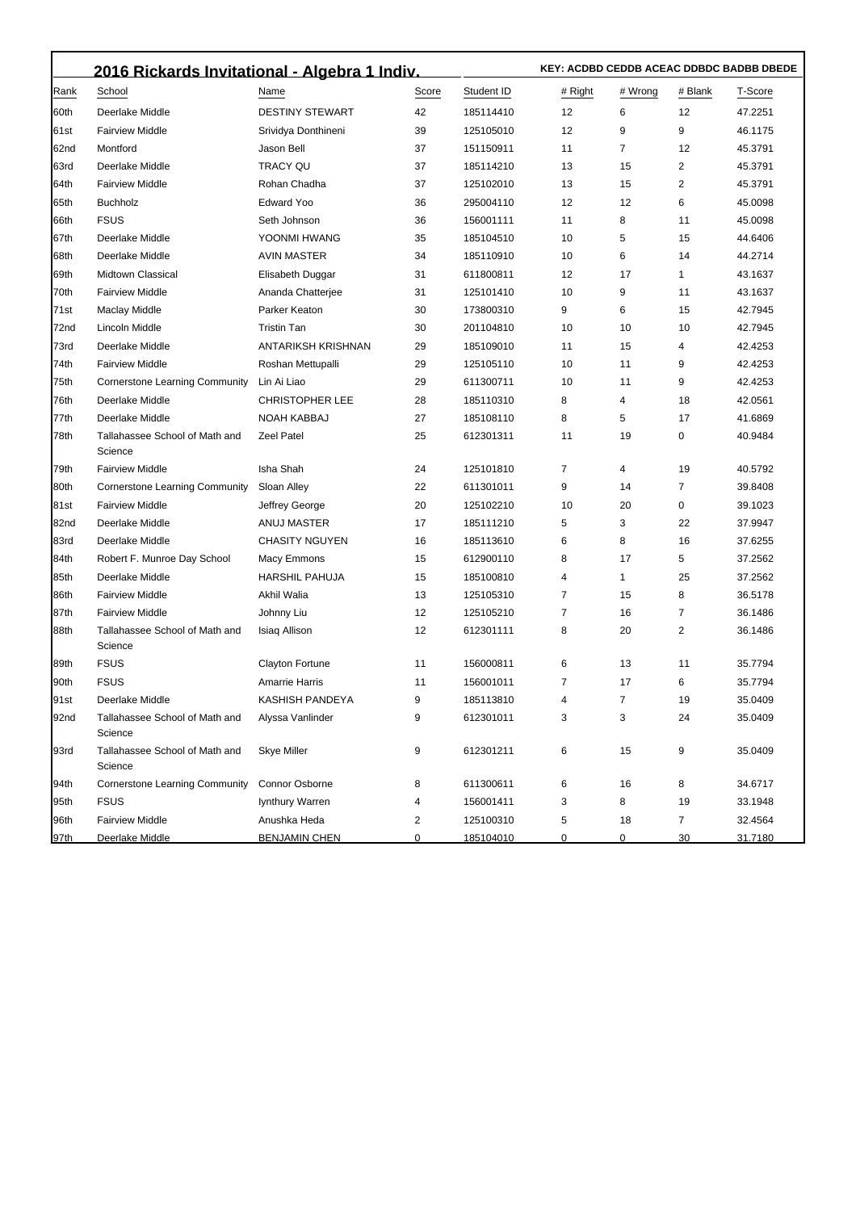## 2016 Rickards Invitational - Algebra 1 Indiv.

**KEY: ACDBD CEDDB ACEAC DDBDC BADBB DBEDE**

| Rank | School | Name | Score | Student ID | # Right | # Wrong | # Blank | T-Score |
|---|---|---|---|---|---|---|---|---|
| 60th | Deerlake Middle | DESTINY STEWART | 42 | 185114410 | 12 | 6 | 12 | 47.2251 |
| 61st | Fairview Middle | Srividya Donthineni | 39 | 125105010 | 12 | 9 | 9 | 46.1175 |
| 62nd | Montford | Jason Bell | 37 | 151150911 | 11 | 7 | 12 | 45.3791 |
| 63rd | Deerlake Middle | TRACY QU | 37 | 185114210 | 13 | 15 | 2 | 45.3791 |
| 64th | Fairview Middle | Rohan Chadha | 37 | 125102010 | 13 | 15 | 2 | 45.3791 |
| 65th | Buchholz | Edward Yoo | 36 | 295004110 | 12 | 12 | 6 | 45.0098 |
| 66th | FSUS | Seth Johnson | 36 | 156001111 | 11 | 8 | 11 | 45.0098 |
| 67th | Deerlake Middle | YOONMI HWANG | 35 | 185104510 | 10 | 5 | 15 | 44.6406 |
| 68th | Deerlake Middle | AVIN MASTER | 34 | 185110910 | 10 | 6 | 14 | 44.2714 |
| 69th | Midtown Classical | Elisabeth Duggar | 31 | 611800811 | 12 | 17 | 1 | 43.1637 |
| 70th | Fairview Middle | Ananda Chatterjee | 31 | 125101410 | 10 | 9 | 11 | 43.1637 |
| 71st | Maclay Middle | Parker Keaton | 30 | 173800310 | 9 | 6 | 15 | 42.7945 |
| 72nd | Lincoln Middle | Tristin Tan | 30 | 201104810 | 10 | 10 | 10 | 42.7945 |
| 73rd | Deerlake Middle | ANTARIKSH KRISHNAN | 29 | 185109010 | 11 | 15 | 4 | 42.4253 |
| 74th | Fairview Middle | Roshan Mettupalli | 29 | 125105110 | 10 | 11 | 9 | 42.4253 |
| 75th | Cornerstone Learning Community | Lin Ai Liao | 29 | 611300711 | 10 | 11 | 9 | 42.4253 |
| 76th | Deerlake Middle | CHRISTOPHER LEE | 28 | 185110310 | 8 | 4 | 18 | 42.0561 |
| 77th | Deerlake Middle | NOAH KABBAJ | 27 | 185108110 | 8 | 5 | 17 | 41.6869 |
| 78th | Tallahassee School of Math and Science | Zeel Patel | 25 | 612301311 | 11 | 19 | 0 | 40.9484 |
| 79th | Fairview Middle | Isha Shah | 24 | 125101810 | 7 | 4 | 19 | 40.5792 |
| 80th | Cornerstone Learning Community | Sloan Alley | 22 | 611301011 | 9 | 14 | 7 | 39.8408 |
| 81st | Fairview Middle | Jeffrey George | 20 | 125102210 | 10 | 20 | 0 | 39.1023 |
| 82nd | Deerlake Middle | ANUJ MASTER | 17 | 185111210 | 5 | 3 | 22 | 37.9947 |
| 83rd | Deerlake Middle | CHASITY NGUYEN | 16 | 185113610 | 6 | 8 | 16 | 37.6255 |
| 84th | Robert F. Munroe Day School | Macy Emmons | 15 | 612900110 | 8 | 17 | 5 | 37.2562 |
| 85th | Deerlake Middle | HARSHIL PAHUJA | 15 | 185100810 | 4 | 1 | 25 | 37.2562 |
| 86th | Fairview Middle | Akhil Walia | 13 | 125105310 | 7 | 15 | 8 | 36.5178 |
| 87th | Fairview Middle | Johnny Liu | 12 | 125105210 | 7 | 16 | 7 | 36.1486 |
| 88th | Tallahassee School of Math and Science | Isiaq Allison | 12 | 612301111 | 8 | 20 | 2 | 36.1486 |
| 89th | FSUS | Clayton Fortune | 11 | 156000811 | 6 | 13 | 11 | 35.7794 |
| 90th | FSUS | Amarrie Harris | 11 | 156001011 | 7 | 17 | 6 | 35.7794 |
| 91st | Deerlake Middle | KASHISH PANDEYA | 9 | 185113810 | 4 | 7 | 19 | 35.0409 |
| 92nd | Tallahassee School of Math and Science | Alyssa Vanlinder | 9 | 612301011 | 3 | 3 | 24 | 35.0409 |
| 93rd | Tallahassee School of Math and Science | Skye Miller | 9 | 612301211 | 6 | 15 | 9 | 35.0409 |
| 94th | Cornerstone Learning Community | Connor Osborne | 8 | 611300611 | 6 | 16 | 8 | 34.6717 |
| 95th | FSUS | Iynthury Warren | 4 | 156001411 | 3 | 8 | 19 | 33.1948 |
| 96th | Fairview Middle | Anushka Heda | 2 | 125100310 | 5 | 18 | 7 | 32.4564 |
| 97th | Deerlake Middle | BENJAMIN CHEN | 0 | 185104010 | 0 | 0 | 30 | 31.7180 |